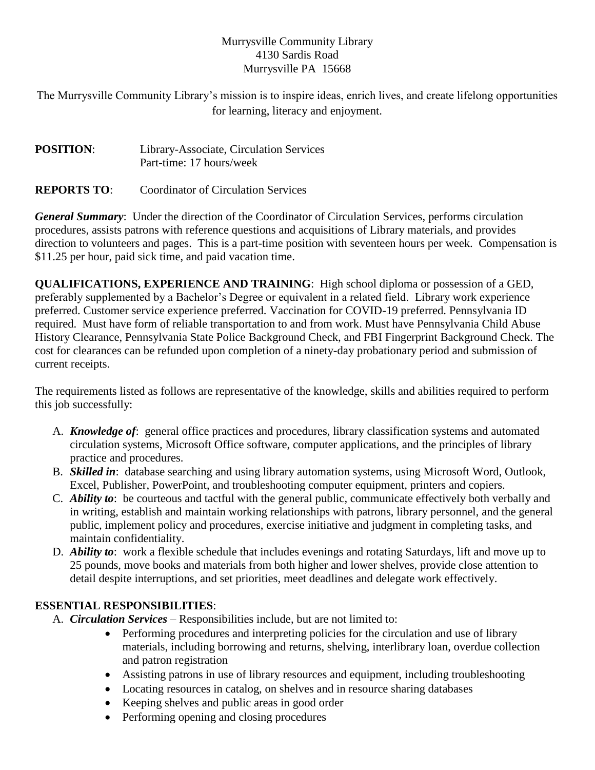Murrysville Community Library
4130 Sardis Road
Murrysville PA 15668

The Murrysville Community Library's mission is to inspire ideas, enrich lives, and create lifelong opportunities for learning, literacy and enjoyment.

**POSITION**: Library-Associate, Circulation Services
Part-time: 17 hours/week

**REPORTS TO**: Coordinator of Circulation Services

***General Summary***: Under the direction of the Coordinator of Circulation Services, performs circulation procedures, assists patrons with reference questions and acquisitions of Library materials, and provides direction to volunteers and pages. This is a part-time position with seventeen hours per week. Compensation is $11.25 per hour, paid sick time, and paid vacation time.

**QUALIFICATIONS, EXPERIENCE AND TRAINING**: High school diploma or possession of a GED, preferably supplemented by a Bachelor's Degree or equivalent in a related field. Library work experience preferred. Customer service experience preferred. Vaccination for COVID-19 preferred. Pennsylvania ID required. Must have form of reliable transportation to and from work. Must have Pennsylvania Child Abuse History Clearance, Pennsylvania State Police Background Check, and FBI Fingerprint Background Check. The cost for clearances can be refunded upon completion of a ninety-day probationary period and submission of current receipts.

The requirements listed as follows are representative of the knowledge, skills and abilities required to perform this job successfully:

A. ***Knowledge of***: general office practices and procedures, library classification systems and automated circulation systems, Microsoft Office software, computer applications, and the principles of library practice and procedures.
B. ***Skilled in***: database searching and using library automation systems, using Microsoft Word, Outlook, Excel, Publisher, PowerPoint, and troubleshooting computer equipment, printers and copiers.
C. ***Ability to***: be courteous and tactful with the general public, communicate effectively both verbally and in writing, establish and maintain working relationships with patrons, library personnel, and the general public, implement policy and procedures, exercise initiative and judgment in completing tasks, and maintain confidentiality.
D. ***Ability to***: work a flexible schedule that includes evenings and rotating Saturdays, lift and move up to 25 pounds, move books and materials from both higher and lower shelves, provide close attention to detail despite interruptions, and set priorities, meet deadlines and delegate work effectively.

**ESSENTIAL RESPONSIBILITIES**:

A. ***Circulation Services*** – Responsibilities include, but are not limited to:
   - Performing procedures and interpreting policies for the circulation and use of library materials, including borrowing and returns, shelving, interlibrary loan, overdue collection and patron registration
   - Assisting patrons in use of library resources and equipment, including troubleshooting
   - Locating resources in catalog, on shelves and in resource sharing databases
   - Keeping shelves and public areas in good order
   - Performing opening and closing procedures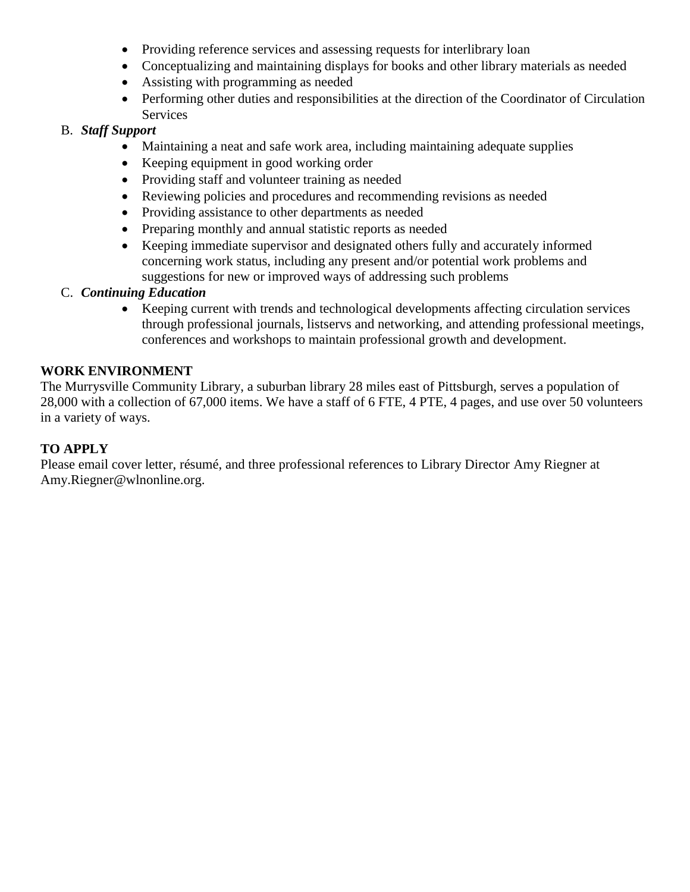- Providing reference services and assessing requests for interlibrary loan
- Conceptualizing and maintaining displays for books and other library materials as needed
- Assisting with programming as needed
- Performing other duties and responsibilities at the direction of the Coordinator of Circulation Services

B. ***Staff Support***

- Maintaining a neat and safe work area, including maintaining adequate supplies
- Keeping equipment in good working order
- Providing staff and volunteer training as needed
- Reviewing policies and procedures and recommending revisions as needed
- Providing assistance to other departments as needed
- Preparing monthly and annual statistic reports as needed
- Keeping immediate supervisor and designated others fully and accurately informed concerning work status, including any present and/or potential work problems and suggestions for new or improved ways of addressing such problems

C. ***Continuing Education***

- Keeping current with trends and technological developments affecting circulation services through professional journals, listservs and networking, and attending professional meetings, conferences and workshops to maintain professional growth and development.

**WORK ENVIRONMENT**

The Murrysville Community Library, a suburban library 28 miles east of Pittsburgh, serves a population of 28,000 with a collection of 67,000 items. We have a staff of 6 FTE, 4 PTE, 4 pages, and use over 50 volunteers in a variety of ways.

**TO APPLY**

Please email cover letter, résumé, and three professional references to Library Director Amy Riegner at Amy.Riegner@wlnonline.org.